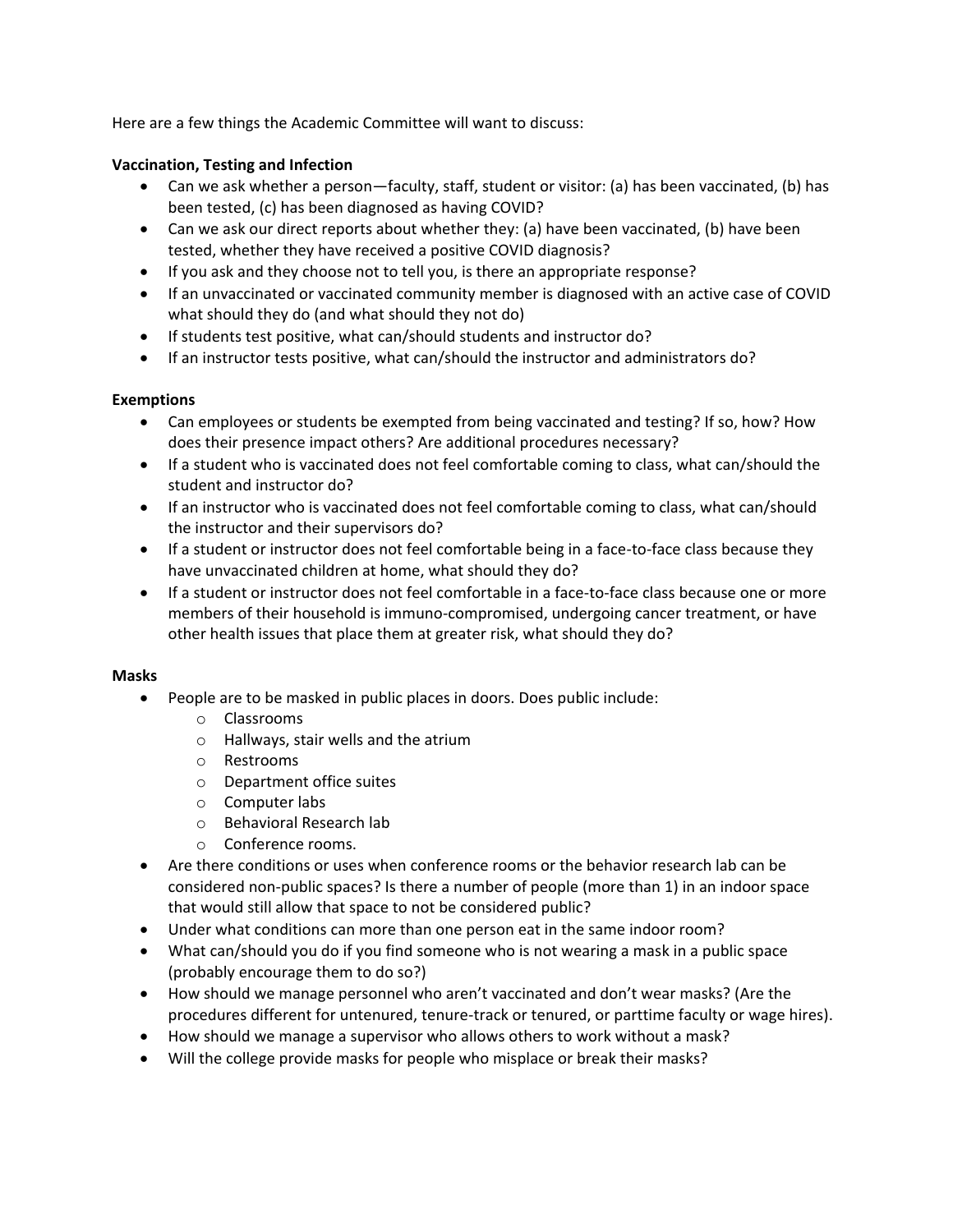Here are a few things the Academic Committee will want to discuss:

**Vaccination, Testing and Infection**

- Can we ask whether a person—faculty, staff, student or visitor: (a) has been vaccinated, (b) has been tested, (c) has been diagnosed as having COVID?
- Can we ask our direct reports about whether they: (a) have been vaccinated, (b) have been tested, whether they have received a positive COVID diagnosis?
- If you ask and they choose not to tell you, is there an appropriate response?
- If an unvaccinated or vaccinated community member is diagnosed with an active case of COVID what should they do (and what should they not do)
- If students test positive, what can/should students and instructor do?
- If an instructor tests positive, what can/should the instructor and administrators do?

**Exemptions**

- Can employees or students be exempted from being vaccinated and testing? If so, how? How does their presence impact others? Are additional procedures necessary?
- If a student who is vaccinated does not feel comfortable coming to class, what can/should the student and instructor do?
- If an instructor who is vaccinated does not feel comfortable coming to class, what can/should the instructor and their supervisors do?
- If a student or instructor does not feel comfortable being in a face-to-face class because they have unvaccinated children at home, what should they do?
- If a student or instructor does not feel comfortable in a face-to-face class because one or more members of their household is immuno-compromised, undergoing cancer treatment, or have other health issues that place them at greater risk, what should they do?

**Masks**

- People are to be masked in public places in doors. Does public include:
  - Classrooms
  - Hallways, stair wells and the atrium
  - Restrooms
  - Department office suites
  - Computer labs
  - Behavioral Research lab
  - Conference rooms.
- Are there conditions or uses when conference rooms or the behavior research lab can be considered non-public spaces? Is there a number of people (more than 1) in an indoor space that would still allow that space to not be considered public?
- Under what conditions can more than one person eat in the same indoor room?
- What can/should you do if you find someone who is not wearing a mask in a public space (probably encourage them to do so?)
- How should we manage personnel who aren't vaccinated and don't wear masks? (Are the procedures different for untenured, tenure-track or tenured, or parttime faculty or wage hires).
- How should we manage a supervisor who allows others to work without a mask?
- Will the college provide masks for people who misplace or break their masks?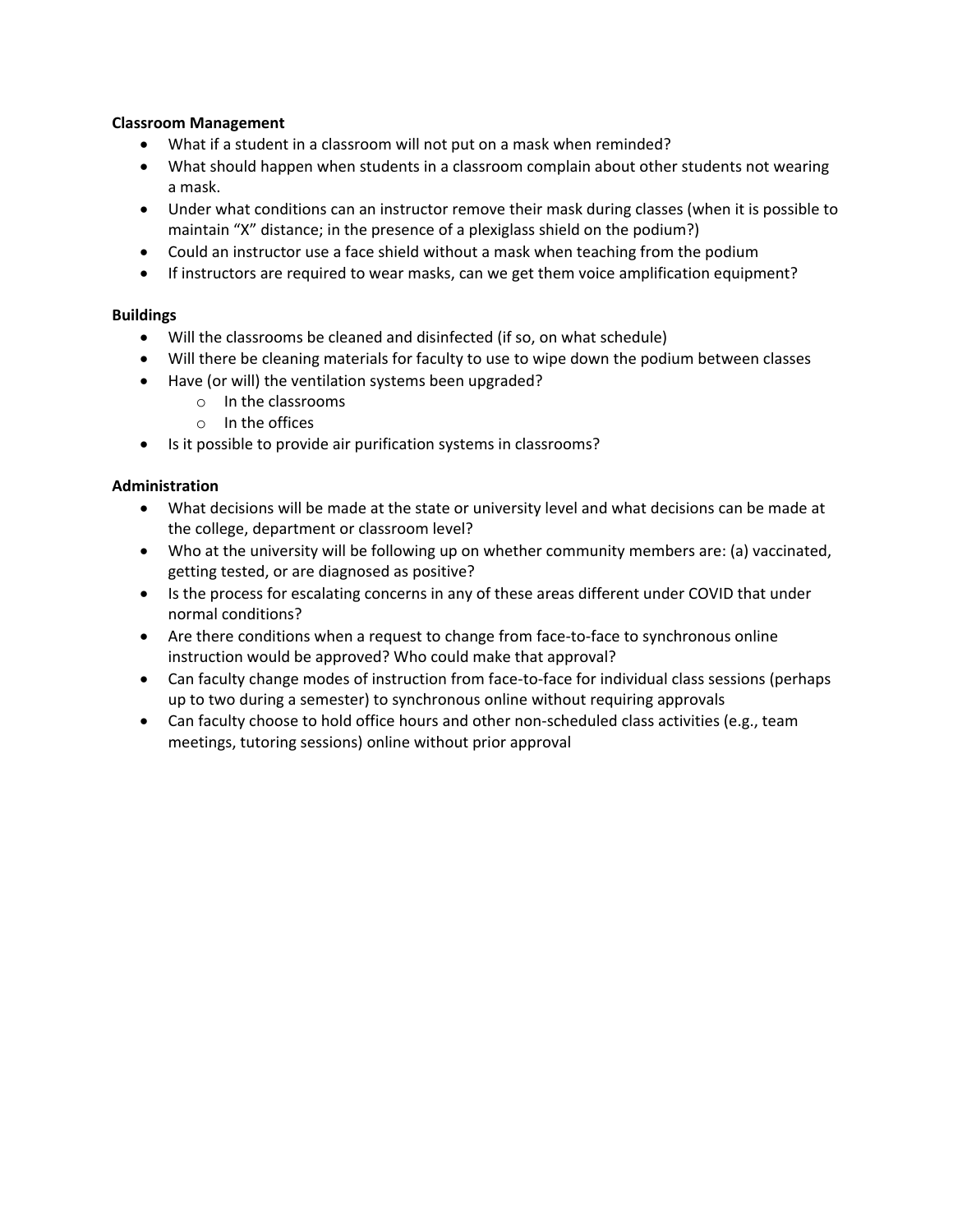**Classroom Management**

- What if a student in a classroom will not put on a mask when reminded?
- What should happen when students in a classroom complain about other students not wearing a mask.
- Under what conditions can an instructor remove their mask during classes (when it is possible to maintain "X" distance; in the presence of a plexiglass shield on the podium?)
- Could an instructor use a face shield without a mask when teaching from the podium
- If instructors are required to wear masks, can we get them voice amplification equipment?

**Buildings**

- Will the classrooms be cleaned and disinfected (if so, on what schedule)
- Will there be cleaning materials for faculty to use to wipe down the podium between classes
- Have (or will) the ventilation systems been upgraded?
    - In the classrooms
    - In the offices
- Is it possible to provide air purification systems in classrooms?

**Administration**

- What decisions will be made at the state or university level and what decisions can be made at the college, department or classroom level?
- Who at the university will be following up on whether community members are: (a) vaccinated, getting tested, or are diagnosed as positive?
- Is the process for escalating concerns in any of these areas different under COVID that under normal conditions?
- Are there conditions when a request to change from face-to-face to synchronous online instruction would be approved? Who could make that approval?
- Can faculty change modes of instruction from face-to-face for individual class sessions (perhaps up to two during a semester) to synchronous online without requiring approvals
- Can faculty choose to hold office hours and other non-scheduled class activities (e.g., team meetings, tutoring sessions) online without prior approval